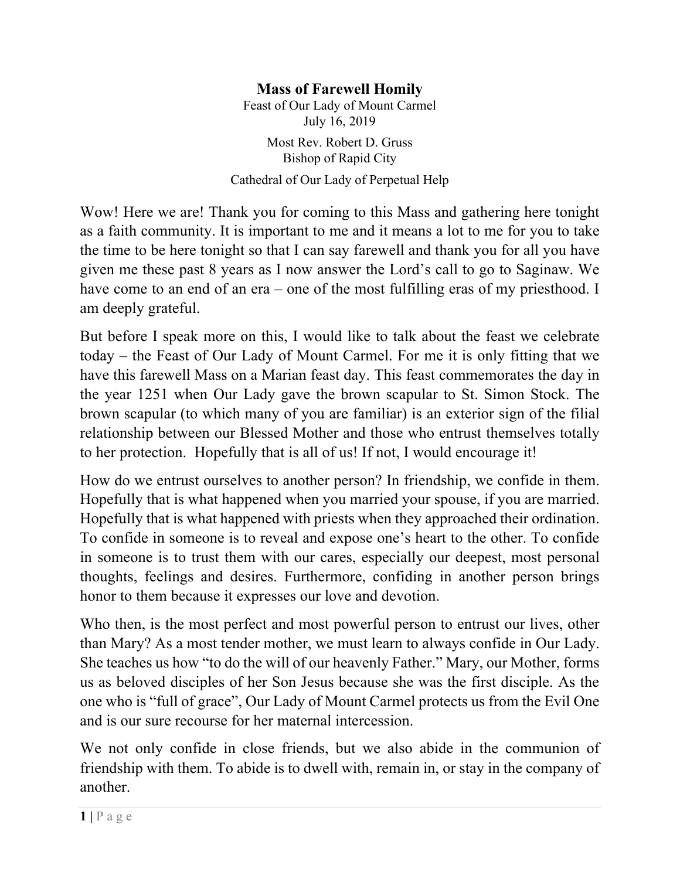# Mass of Farewell Homily

Feast of Our Lady of Mount Carmel
July 16, 2019

Most Rev. Robert D. Gruss
Bishop of Rapid City

Cathedral of Our Lady of Perpetual Help

Wow! Here we are! Thank you for coming to this Mass and gathering here tonight as a faith community. It is important to me and it means a lot to me for you to take the time to be here tonight so that I can say farewell and thank you for all you have given me these past 8 years as I now answer the Lord's call to go to Saginaw. We have come to an end of an era – one of the most fulfilling eras of my priesthood. I am deeply grateful.

But before I speak more on this, I would like to talk about the feast we celebrate today – the Feast of Our Lady of Mount Carmel. For me it is only fitting that we have this farewell Mass on a Marian feast day. This feast commemorates the day in the year 1251 when Our Lady gave the brown scapular to St. Simon Stock. The brown scapular (to which many of you are familiar) is an exterior sign of the filial relationship between our Blessed Mother and those who entrust themselves totally to her protection. Hopefully that is all of us! If not, I would encourage it!

How do we entrust ourselves to another person? In friendship, we confide in them. Hopefully that is what happened when you married your spouse, if you are married. Hopefully that is what happened with priests when they approached their ordination. To confide in someone is to reveal and expose one's heart to the other. To confide in someone is to trust them with our cares, especially our deepest, most personal thoughts, feelings and desires. Furthermore, confiding in another person brings honor to them because it expresses our love and devotion.

Who then, is the most perfect and most powerful person to entrust our lives, other than Mary? As a most tender mother, we must learn to always confide in Our Lady. She teaches us how "to do the will of our heavenly Father." Mary, our Mother, forms us as beloved disciples of her Son Jesus because she was the first disciple. As the one who is "full of grace", Our Lady of Mount Carmel protects us from the Evil One and is our sure recourse for her maternal intercession.

We not only confide in close friends, but we also abide in the communion of friendship with them. To abide is to dwell with, remain in, or stay in the company of another.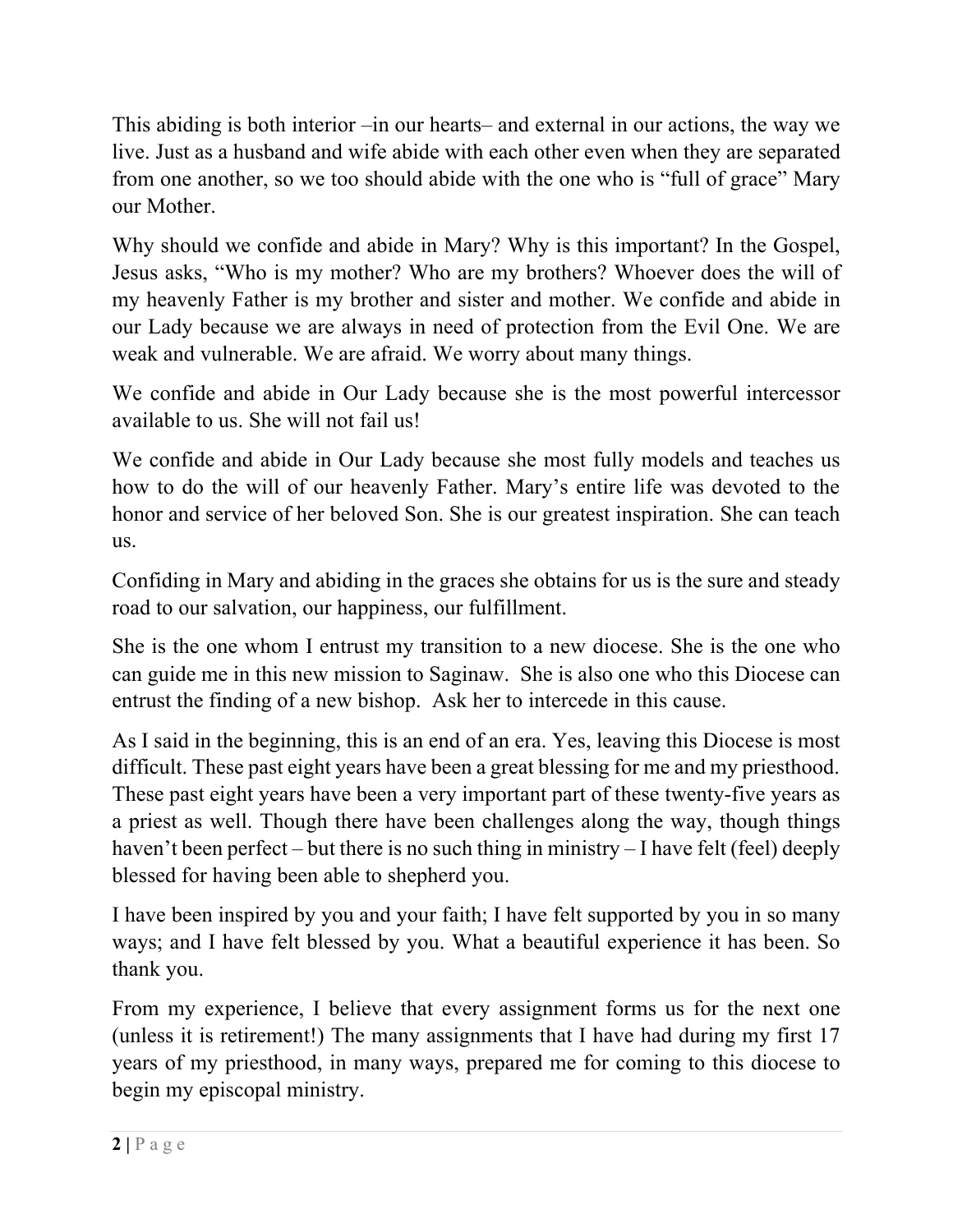This abiding is both interior –in our hearts– and external in our actions, the way we live. Just as a husband and wife abide with each other even when they are separated from one another, so we too should abide with the one who is "full of grace" Mary our Mother.

Why should we confide and abide in Mary? Why is this important? In the Gospel, Jesus asks, "Who is my mother? Who are my brothers? Whoever does the will of my heavenly Father is my brother and sister and mother. We confide and abide in our Lady because we are always in need of protection from the Evil One. We are weak and vulnerable. We are afraid. We worry about many things.

We confide and abide in Our Lady because she is the most powerful intercessor available to us. She will not fail us!

We confide and abide in Our Lady because she most fully models and teaches us how to do the will of our heavenly Father. Mary's entire life was devoted to the honor and service of her beloved Son. She is our greatest inspiration. She can teach us.

Confiding in Mary and abiding in the graces she obtains for us is the sure and steady road to our salvation, our happiness, our fulfillment.

She is the one whom I entrust my transition to a new diocese. She is the one who can guide me in this new mission to Saginaw. She is also one who this Diocese can entrust the finding of a new bishop. Ask her to intercede in this cause.

As I said in the beginning, this is an end of an era. Yes, leaving this Diocese is most difficult. These past eight years have been a great blessing for me and my priesthood. These past eight years have been a very important part of these twenty-five years as a priest as well. Though there have been challenges along the way, though things haven't been perfect – but there is no such thing in ministry – I have felt (feel) deeply blessed for having been able to shepherd you.

I have been inspired by you and your faith; I have felt supported by you in so many ways; and I have felt blessed by you. What a beautiful experience it has been. So thank you.

From my experience, I believe that every assignment forms us for the next one (unless it is retirement!) The many assignments that I have had during my first 17 years of my priesthood, in many ways, prepared me for coming to this diocese to begin my episcopal ministry.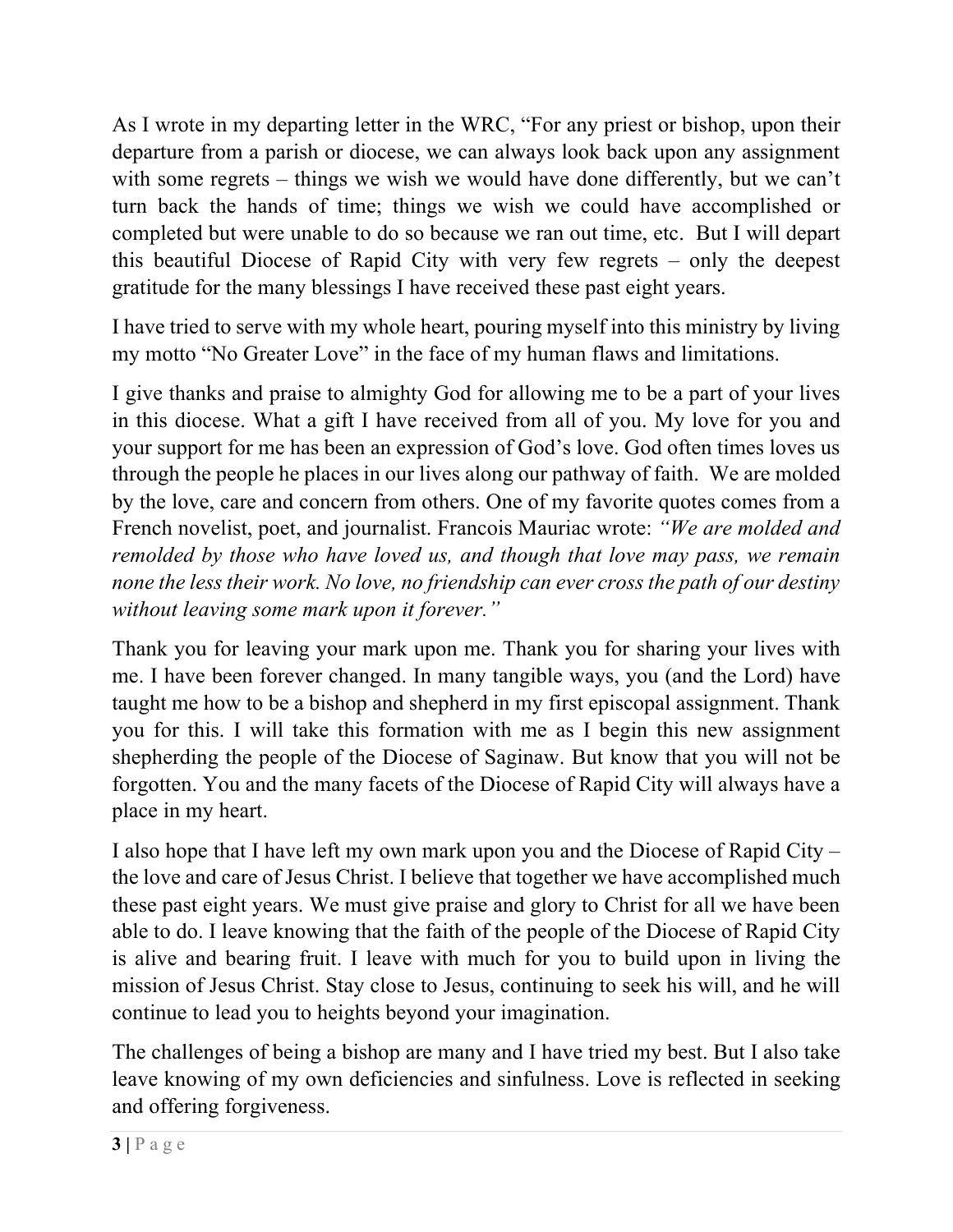As I wrote in my departing letter in the WRC, "For any priest or bishop, upon their departure from a parish or diocese, we can always look back upon any assignment with some regrets – things we wish we would have done differently, but we can't turn back the hands of time; things we wish we could have accomplished or completed but were unable to do so because we ran out time, etc. But I will depart this beautiful Diocese of Rapid City with very few regrets – only the deepest gratitude for the many blessings I have received these past eight years.

I have tried to serve with my whole heart, pouring myself into this ministry by living my motto "No Greater Love" in the face of my human flaws and limitations.

I give thanks and praise to almighty God for allowing me to be a part of your lives in this diocese. What a gift I have received from all of you. My love for you and your support for me has been an expression of God's love. God often times loves us through the people he places in our lives along our pathway of faith. We are molded by the love, care and concern from others. One of my favorite quotes comes from a French novelist, poet, and journalist. Francois Mauriac wrote: *"We are molded and remolded by those who have loved us, and though that love may pass, we remain none the less their work. No love, no friendship can ever cross the path of our destiny without leaving some mark upon it forever."*

Thank you for leaving your mark upon me. Thank you for sharing your lives with me. I have been forever changed. In many tangible ways, you (and the Lord) have taught me how to be a bishop and shepherd in my first episcopal assignment. Thank you for this. I will take this formation with me as I begin this new assignment shepherding the people of the Diocese of Saginaw. But know that you will not be forgotten. You and the many facets of the Diocese of Rapid City will always have a place in my heart.

I also hope that I have left my own mark upon you and the Diocese of Rapid City – the love and care of Jesus Christ. I believe that together we have accomplished much these past eight years. We must give praise and glory to Christ for all we have been able to do. I leave knowing that the faith of the people of the Diocese of Rapid City is alive and bearing fruit. I leave with much for you to build upon in living the mission of Jesus Christ. Stay close to Jesus, continuing to seek his will, and he will continue to lead you to heights beyond your imagination.

The challenges of being a bishop are many and I have tried my best. But I also take leave knowing of my own deficiencies and sinfulness. Love is reflected in seeking and offering forgiveness.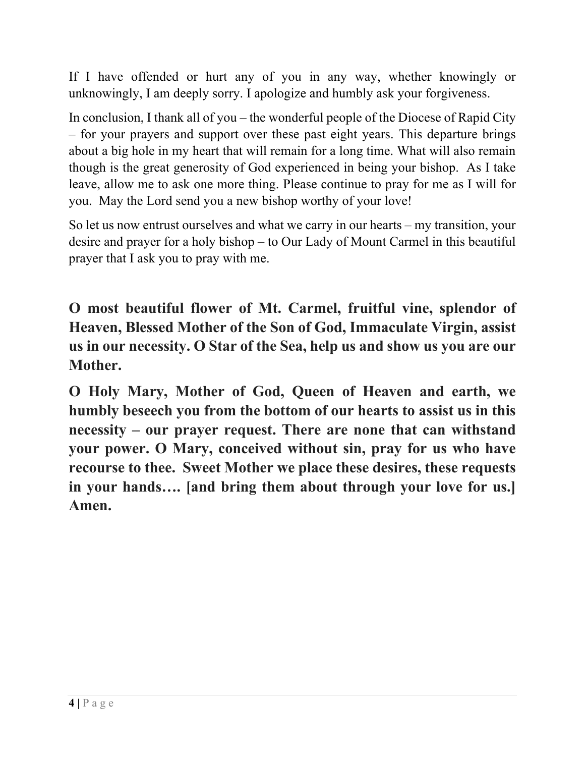If I have offended or hurt any of you in any way, whether knowingly or unknowingly, I am deeply sorry. I apologize and humbly ask your forgiveness.

In conclusion, I thank all of you – the wonderful people of the Diocese of Rapid City – for your prayers and support over these past eight years. This departure brings about a big hole in my heart that will remain for a long time. What will also remain though is the great generosity of God experienced in being your bishop. As I take leave, allow me to ask one more thing. Please continue to pray for me as I will for you. May the Lord send you a new bishop worthy of your love!

So let us now entrust ourselves and what we carry in our hearts – my transition, your desire and prayer for a holy bishop – to Our Lady of Mount Carmel in this beautiful prayer that I ask you to pray with me.

**O most beautiful flower of Mt. Carmel, fruitful vine, splendor of Heaven, Blessed Mother of the Son of God, Immaculate Virgin, assist us in our necessity. O Star of the Sea, help us and show us you are our Mother.**

**O Holy Mary, Mother of God, Queen of Heaven and earth, we humbly beseech you from the bottom of our hearts to assist us in this necessity – our prayer request. There are none that can withstand your power. O Mary, conceived without sin, pray for us who have recourse to thee. Sweet Mother we place these desires, these requests in your hands…. [and bring them about through your love for us.] Amen.**